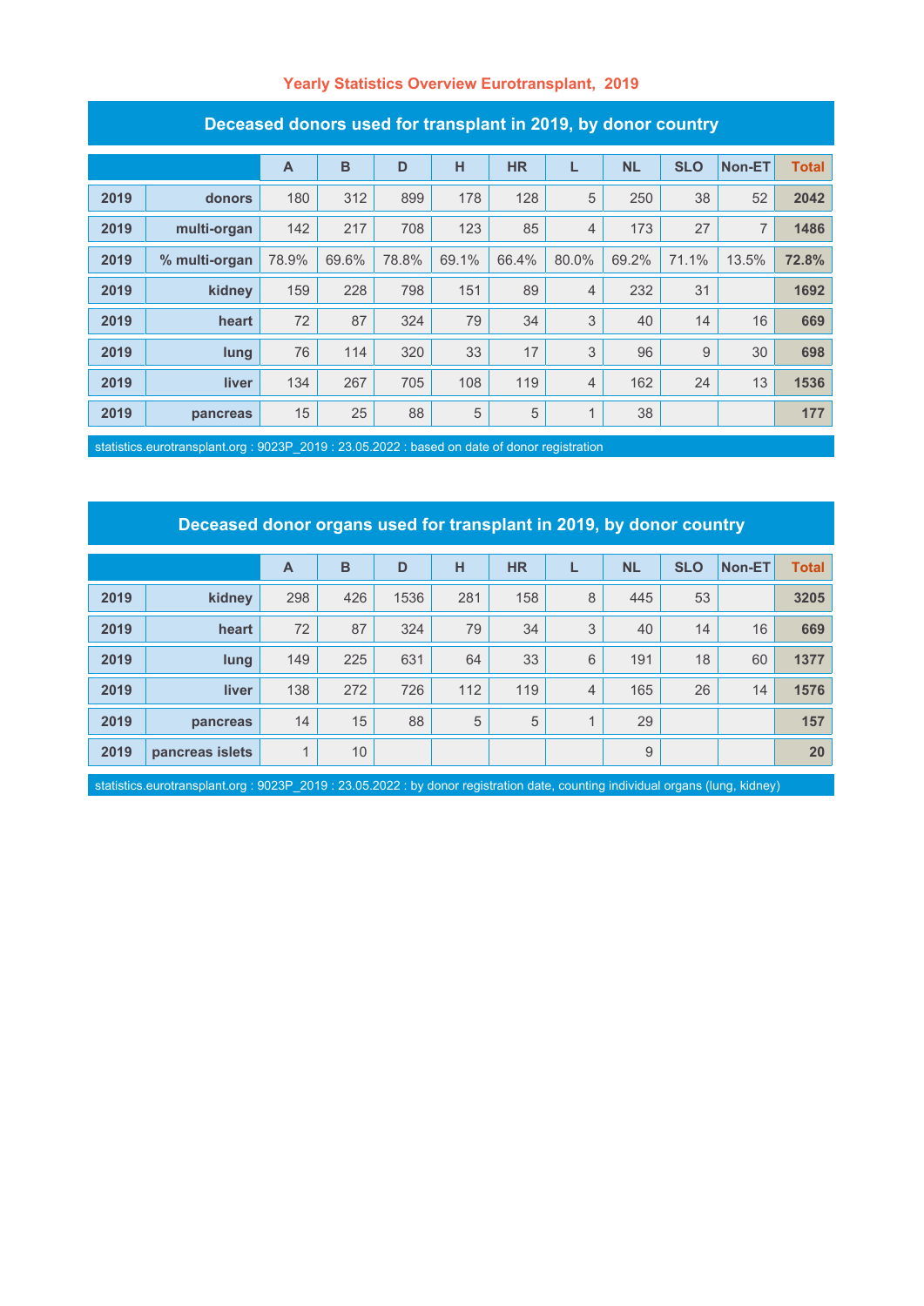# Yearly Statistics Overview Eurotransplant, 2019

## Deceased donors used for transplant in 2019, by donor country

| | | A | B | D | H | HR | L | NL | SLO | Non-ET | Total |
|---|---|---|---|---|---|---|---|---|---|---|---|
| 2019 | donors | 180 | 312 | 899 | 178 | 128 | 5 | 250 | 38 | 52 | 2042 |
| 2019 | multi-organ | 142 | 217 | 708 | 123 | 85 | 4 | 173 | 27 | 7 | 1486 |
| 2019 | % multi-organ | 78.9% | 69.6% | 78.8% | 69.1% | 66.4% | 80.0% | 69.2% | 71.1% | 13.5% | 72.8% |
| 2019 | kidney | 159 | 228 | 798 | 151 | 89 | 4 | 232 | 31 | | 1692 |
| 2019 | heart | 72 | 87 | 324 | 79 | 34 | 3 | 40 | 14 | 16 | 669 |
| 2019 | lung | 76 | 114 | 320 | 33 | 17 | 3 | 96 | 9 | 30 | 698 |
| 2019 | liver | 134 | 267 | 705 | 108 | 119 | 4 | 162 | 24 | 13 | 1536 |
| 2019 | pancreas | 15 | 25 | 88 | 5 | 5 | 1 | 38 | | | 177 |

statistics.eurotransplant.org : 9023P_2019 : 23.05.2022 : based on date of donor registration

## Deceased donor organs used for transplant in 2019, by donor country

| | | A | B | D | H | HR | L | NL | SLO | Non-ET | Total |
|---|---|---|---|---|---|---|---|---|---|---|---|
| 2019 | kidney | 298 | 426 | 1536 | 281 | 158 | 8 | 445 | 53 | | 3205 |
| 2019 | heart | 72 | 87 | 324 | 79 | 34 | 3 | 40 | 14 | 16 | 669 |
| 2019 | lung | 149 | 225 | 631 | 64 | 33 | 6 | 191 | 18 | 60 | 1377 |
| 2019 | liver | 138 | 272 | 726 | 112 | 119 | 4 | 165 | 26 | 14 | 1576 |
| 2019 | pancreas | 14 | 15 | 88 | 5 | 5 | 1 | 29 | | | 157 |
| 2019 | pancreas islets | 1 | 10 | | | | | 9 | | | 20 |

statistics.eurotransplant.org : 9023P_2019 : 23.05.2022 : by donor registration date, counting individual organs (lung, kidney)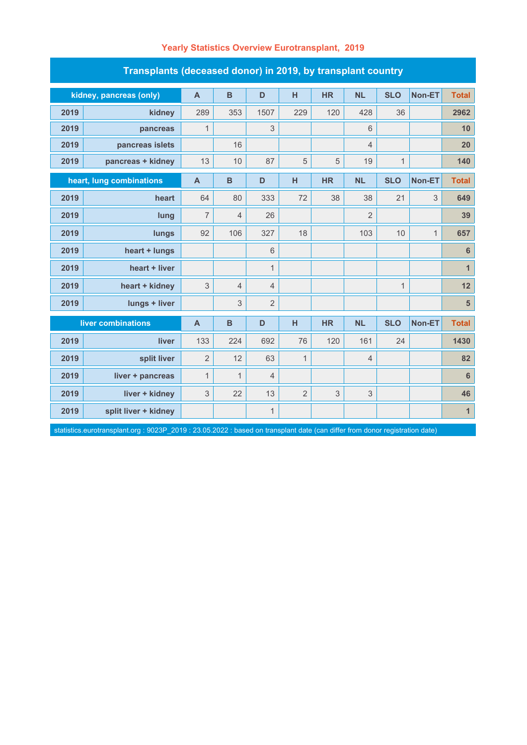# Yearly Statistics Overview Eurotransplant, 2019

## Transplants (deceased donor) in 2019, by transplant country

| kidney, pancreas (only) | | A | B | D | H | HR | NL | SLO | Non-ET | Total |
|---|---|---|---|---|---|---|---|---|---|---|
| 2019 | kidney | 289 | 353 | 1507 | 229 | 120 | 428 | 36 | | 2962 |
| 2019 | pancreas | 1 | | 3 | | | 6 | | | 10 |
| 2019 | pancreas islets | | 16 | | | | 4 | | | 20 |
| 2019 | pancreas + kidney | 13 | 10 | 87 | 5 | 5 | 19 | 1 | | 140 |
| **heart, lung combinations** | | **A** | **B** | **D** | **H** | **HR** | **NL** | **SLO** | **Non-ET** | **Total** |
| 2019 | heart | 64 | 80 | 333 | 72 | 38 | 38 | 21 | 3 | 649 |
| 2019 | lung | 7 | 4 | 26 | | | 2 | | | 39 |
| 2019 | lungs | 92 | 106 | 327 | 18 | | 103 | 10 | 1 | 657 |
| 2019 | heart + lungs | | | 6 | | | | | | 6 |
| 2019 | heart + liver | | | 1 | | | | | | 1 |
| 2019 | heart + kidney | 3 | 4 | 4 | | | | 1 | | 12 |
| 2019 | lungs + liver | | 3 | 2 | | | | | | 5 |
| **liver combinations** | | **A** | **B** | **D** | **H** | **HR** | **NL** | **SLO** | **Non-ET** | **Total** |
| 2019 | liver | 133 | 224 | 692 | 76 | 120 | 161 | 24 | | 1430 |
| 2019 | split liver | 2 | 12 | 63 | 1 | | 4 | | | 82 |
| 2019 | liver + pancreas | 1 | 1 | 4 | | | | | | 6 |
| 2019 | liver + kidney | 3 | 22 | 13 | 2 | 3 | 3 | | | 46 |
| 2019 | split liver + kidney | | | 1 | | | | | | 1 |

statistics.eurotransplant.org : 9023P_2019 : 23.05.2022 : based on transplant date (can differ from donor registration date)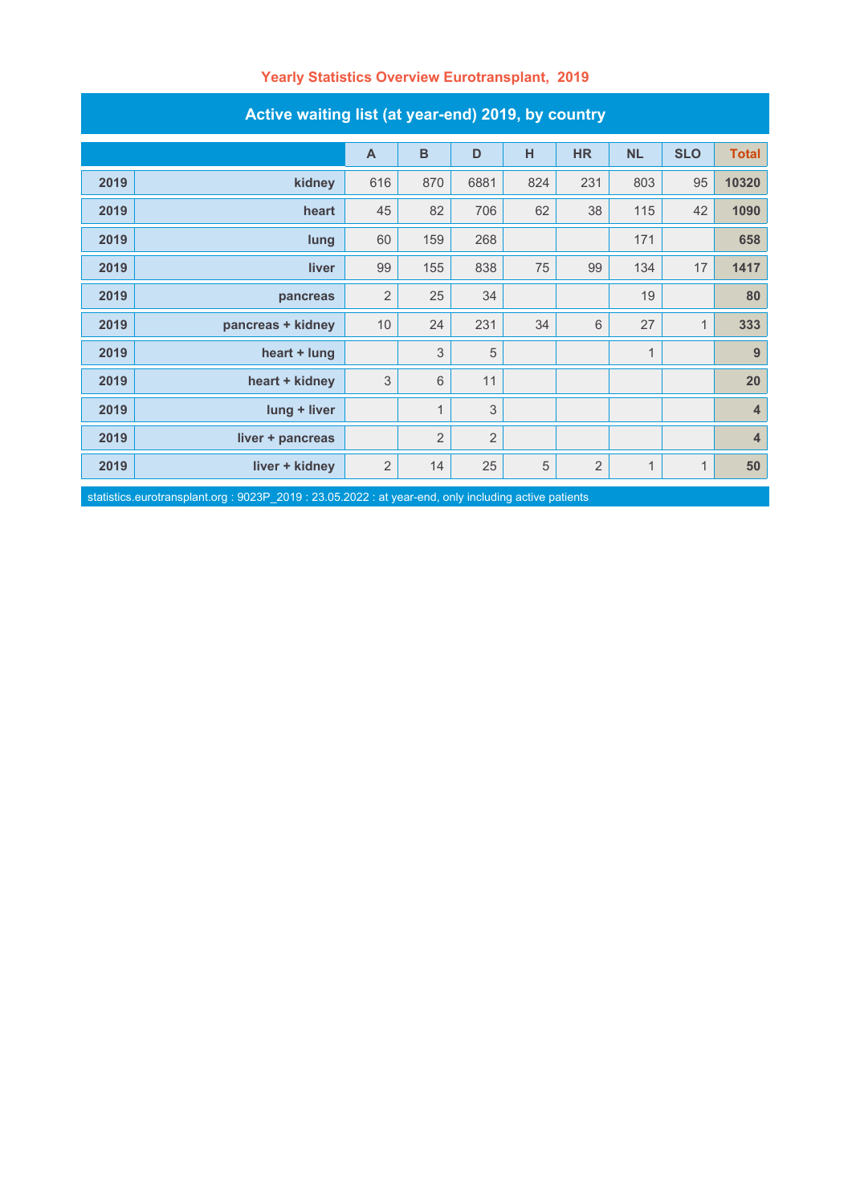## Yearly Statistics Overview Eurotransplant, 2019

### Active waiting list (at year-end) 2019, by country

| | | A | B | D | H | HR | NL | SLO | Total |
|---|---|---|---|---|---|---|---|---|---|
| 2019 | kidney | 616 | 870 | 6881 | 824 | 231 | 803 | 95 | 10320 |
| 2019 | heart | 45 | 82 | 706 | 62 | 38 | 115 | 42 | 1090 |
| 2019 | lung | 60 | 159 | 268 | | | 171 | | 658 |
| 2019 | liver | 99 | 155 | 838 | 75 | 99 | 134 | 17 | 1417 |
| 2019 | pancreas | 2 | 25 | 34 | | | 19 | | 80 |
| 2019 | pancreas + kidney | 10 | 24 | 231 | 34 | 6 | 27 | 1 | 333 |
| 2019 | heart + lung | | 3 | 5 | | | 1 | | 9 |
| 2019 | heart + kidney | 3 | 6 | 11 | | | | | 20 |
| 2019 | lung + liver | | 1 | 3 | | | | | 4 |
| 2019 | liver + pancreas | | 2 | 2 | | | | | 4 |
| 2019 | liver + kidney | 2 | 14 | 25 | 5 | 2 | 1 | 1 | 50 |

statistics.eurotransplant.org : 9023P_2019 : 23.05.2022 : at year-end, only including active patients